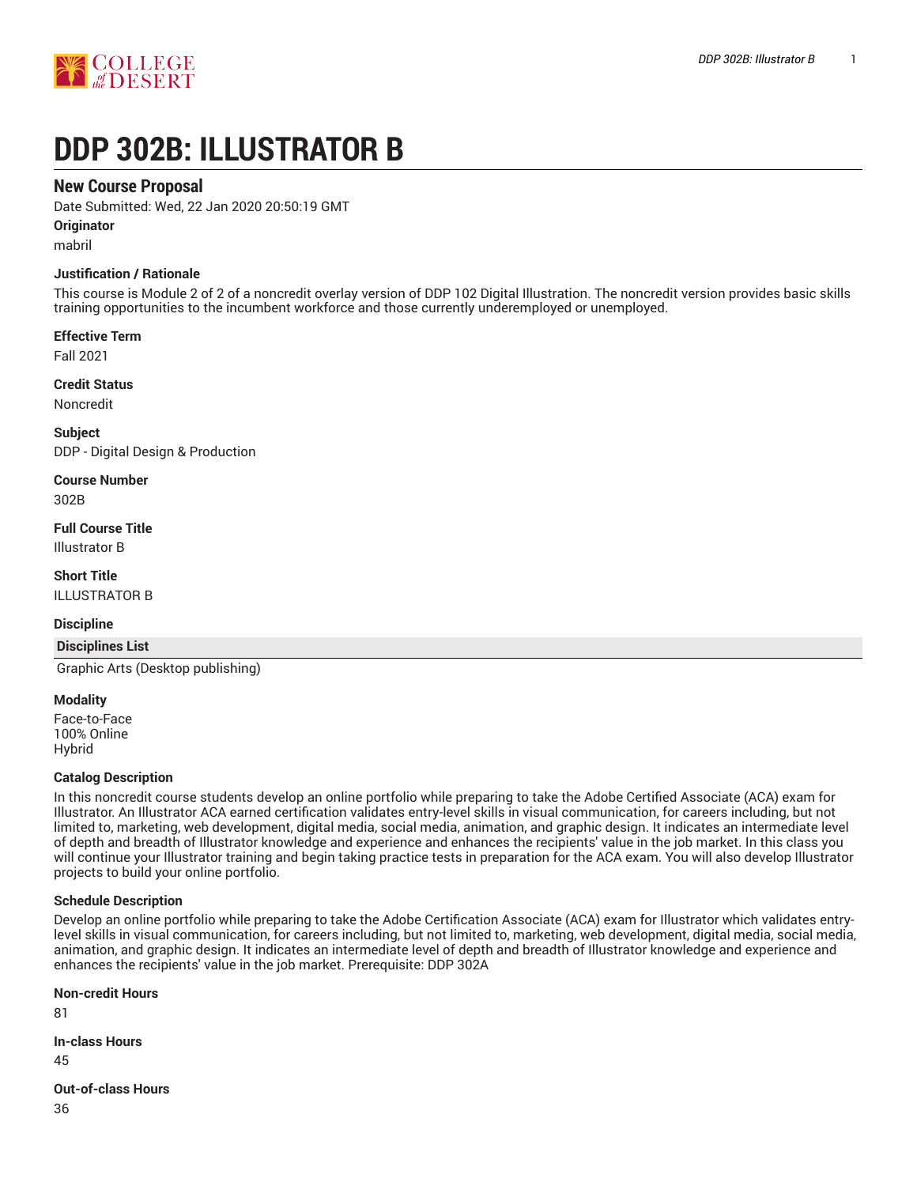# DDP 302B: ILLUSTRATOR B

## New Course Proposal

Date Submitted: Wed, 22 Jan 2020 20:50:19 GMT

**Originator**

mabril

**Justification / Rationale**

This course is Module 2 of 2 of a noncredit overlay version of DDP 102 Digital Illustration. The noncredit version provides basic skills training opportunities to the incumbent workforce and those currently underemployed or unemployed.

**Effective Term**

Fall 2021

**Credit Status**

Noncredit

**Subject**

DDP - Digital Design & Production

**Course Number**

302B

**Full Course Title**

Illustrator B

**Short Title**

ILLUSTRATOR B

**Discipline**

| Disciplines List |
| --- |
| Graphic Arts (Desktop publishing) |

**Modality**

Face-to-Face
100% Online
Hybrid

**Catalog Description**

In this noncredit course students develop an online portfolio while preparing to take the Adobe Certified Associate (ACA) exam for Illustrator. An Illustrator ACA earned certification validates entry-level skills in visual communication, for careers including, but not limited to, marketing, web development, digital media, social media, animation, and graphic design. It indicates an intermediate level of depth and breadth of Illustrator knowledge and experience and enhances the recipients' value in the job market. In this class you will continue your Illustrator training and begin taking practice tests in preparation for the ACA exam. You will also develop Illustrator projects to build your online portfolio.

**Schedule Description**

Develop an online portfolio while preparing to take the Adobe Certification Associate (ACA) exam for Illustrator which validates entry-level skills in visual communication, for careers including, but not limited to, marketing, web development, digital media, social media, animation, and graphic design. It indicates an intermediate level of depth and breadth of Illustrator knowledge and experience and enhances the recipients' value in the job market. Prerequisite: DDP 302A

**Non-credit Hours**

81

**In-class Hours**

45

**Out-of-class Hours**

36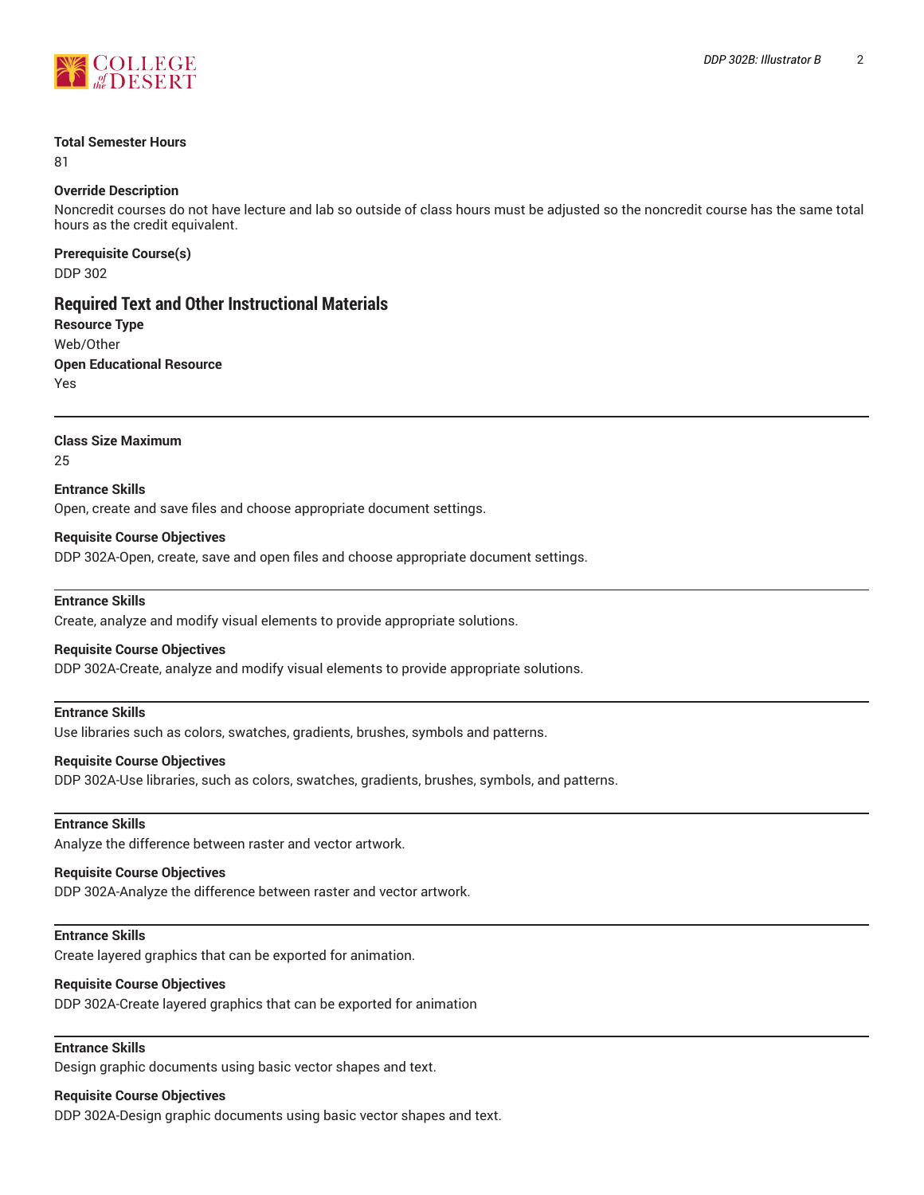**Total Semester Hours**

81

**Override Description**

Noncredit courses do not have lecture and lab so outside of class hours must be adjusted so the noncredit course has the same total hours as the credit equivalent.

**Prerequisite Course(s)**

DDP 302

## Required Text and Other Instructional Materials

**Resource Type**

Web/Other

**Open Educational Resource**

Yes

---

**Class Size Maximum**

25

**Entrance Skills**

Open, create and save files and choose appropriate document settings.

**Requisite Course Objectives**

DDP 302A-Open, create, save and open files and choose appropriate document settings.

---

**Entrance Skills**

Create, analyze and modify visual elements to provide appropriate solutions.

**Requisite Course Objectives**

DDP 302A-Create, analyze and modify visual elements to provide appropriate solutions.

---

**Entrance Skills**

Use libraries such as colors, swatches, gradients, brushes, symbols and patterns.

**Requisite Course Objectives**

DDP 302A-Use libraries, such as colors, swatches, gradients, brushes, symbols, and patterns.

---

**Entrance Skills**

Analyze the difference between raster and vector artwork.

**Requisite Course Objectives**

DDP 302A-Analyze the difference between raster and vector artwork.

---

**Entrance Skills**

Create layered graphics that can be exported for animation.

**Requisite Course Objectives**

DDP 302A-Create layered graphics that can be exported for animation

---

**Entrance Skills**

Design graphic documents using basic vector shapes and text.

**Requisite Course Objectives**

DDP 302A-Design graphic documents using basic vector shapes and text.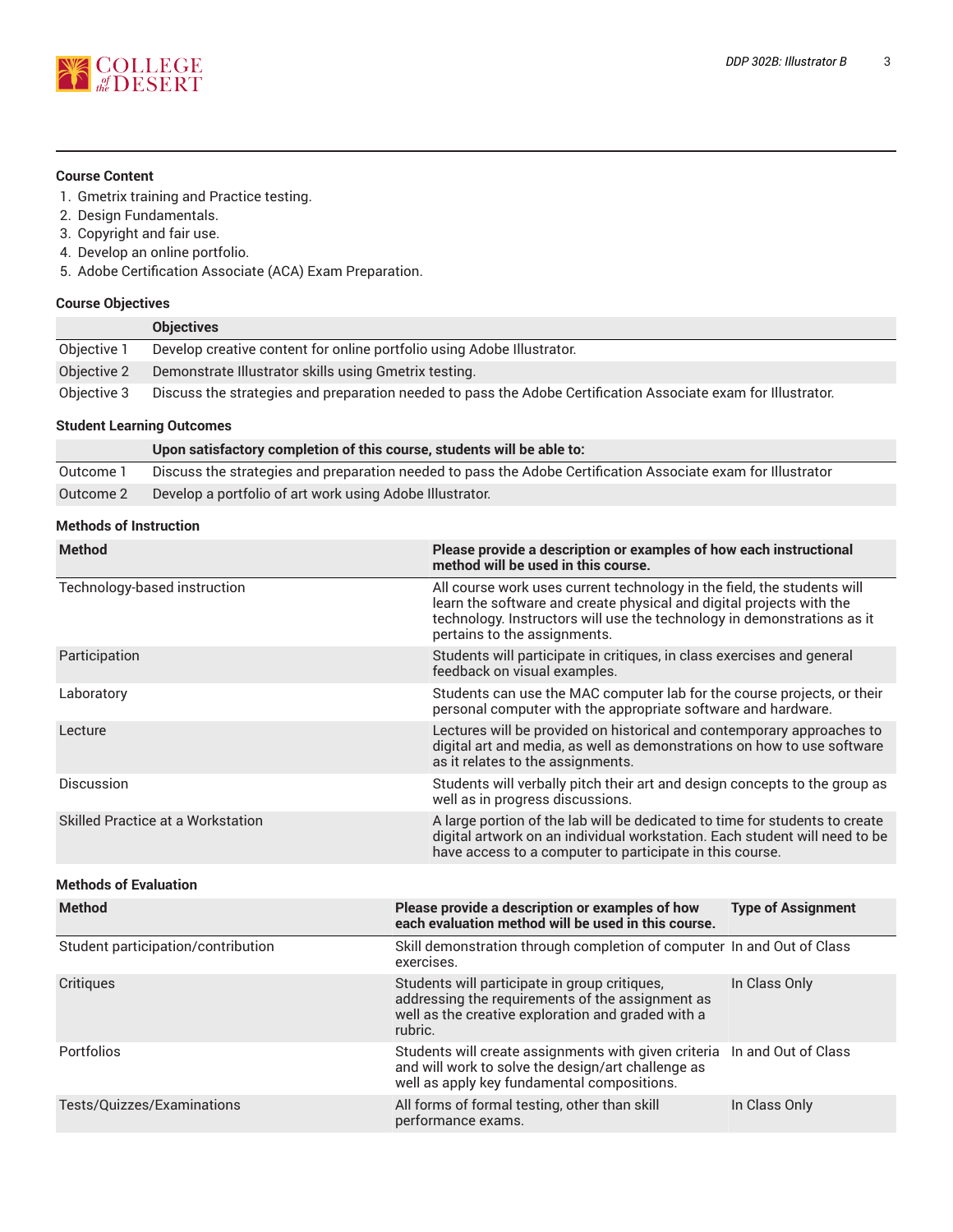### Course Content

1. Gmetrix training and Practice testing.
2. Design Fundamentals.
3. Copyright and fair use.
4. Develop an online portfolio.
5. Adobe Certification Associate (ACA) Exam Preparation.

### Course Objectives

| | Objectives |
|---|---|
| Objective 1 | Develop creative content for online portfolio using Adobe Illustrator. |
| Objective 2 | Demonstrate Illustrator skills using Gmetrix testing. |
| Objective 3 | Discuss the strategies and preparation needed to pass the Adobe Certification Associate exam for Illustrator. |

### Student Learning Outcomes

| | Upon satisfactory completion of this course, students will be able to: |
|---|---|
| Outcome 1 | Discuss the strategies and preparation needed to pass the Adobe Certification Associate exam for Illustrator |
| Outcome 2 | Develop a portfolio of art work using Adobe Illustrator. |

### Methods of Instruction

| Method | Please provide a description or examples of how each instructional method will be used in this course. |
|---|---|
| Technology-based instruction | All course work uses current technology in the field, the students will learn the software and create physical and digital projects with the technology. Instructors will use the technology in demonstrations as it pertains to the assignments. |
| Participation | Students will participate in critiques, in class exercises and general feedback on visual examples. |
| Laboratory | Students can use the MAC computer lab for the course projects, or their personal computer with the appropriate software and hardware. |
| Lecture | Lectures will be provided on historical and contemporary approaches to digital art and media, as well as demonstrations on how to use software as it relates to the assignments. |
| Discussion | Students will verbally pitch their art and design concepts to the group as well as in progress discussions. |
| Skilled Practice at a Workstation | A large portion of the lab will be dedicated to time for students to create digital artwork on an individual workstation. Each student will need to be have access to a computer to participate in this course. |

### Methods of Evaluation

| Method | Please provide a description or examples of how each evaluation method will be used in this course. | Type of Assignment |
|---|---|---|
| Student participation/contribution | Skill demonstration through completion of computer exercises. | In and Out of Class |
| Critiques | Students will participate in group critiques, addressing the requirements of the assignment as well as the creative exploration and graded with a rubric. | In Class Only |
| Portfolios | Students will create assignments with given criteria and will work to solve the design/art challenge as well as apply key fundamental compositions. | In and Out of Class |
| Tests/Quizzes/Examinations | All forms of formal testing, other than skill performance exams. | In Class Only |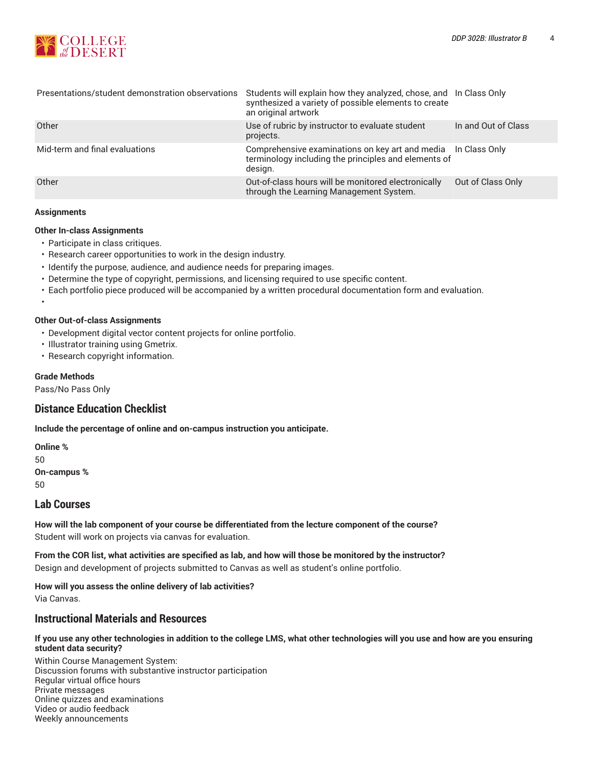| | | |
|---|---|---|
| Presentations/student demonstration observations | Students will explain how they analyzed, chose, and synthesized a variety of possible elements to create an original artwork | In Class Only |
| Other | Use of rubric by instructor to evaluate student projects. | In and Out of Class |
| Mid-term and final evaluations | Comprehensive examinations on key art and media terminology including the principles and elements of design. | In Class Only |
| Other | Out-of-class hours will be monitored electronically through the Learning Management System. | Out of Class Only |

**Assignments**

**Other In-class Assignments**

- Participate in class critiques.
- Research career opportunities to work in the design industry.
- Identify the purpose, audience, and audience needs for preparing images.
- Determine the type of copyright, permissions, and licensing required to use specific content.
- Each portfolio piece produced will be accompanied by a written procedural documentation form and evaluation.

**Other Out-of-class Assignments**

- Development digital vector content projects for online portfolio.
- Illustrator training using Gmetrix.
- Research copyright information.

**Grade Methods**

Pass/No Pass Only

## Distance Education Checklist

**Include the percentage of online and on-campus instruction you anticipate.**

**Online %**

50

**On-campus %**

50

## Lab Courses

**How will the lab component of your course be differentiated from the lecture component of the course?**

Student will work on projects via canvas for evaluation.

**From the COR list, what activities are specified as lab, and how will those be monitored by the instructor?**

Design and development of projects submitted to Canvas as well as student's online portfolio.

**How will you assess the online delivery of lab activities?**

Via Canvas.

## Instructional Materials and Resources

**If you use any other technologies in addition to the college LMS, what other technologies will you use and how are you ensuring student data security?**

Within Course Management System:
Discussion forums with substantive instructor participation
Regular virtual office hours
Private messages
Online quizzes and examinations
Video or audio feedback
Weekly announcements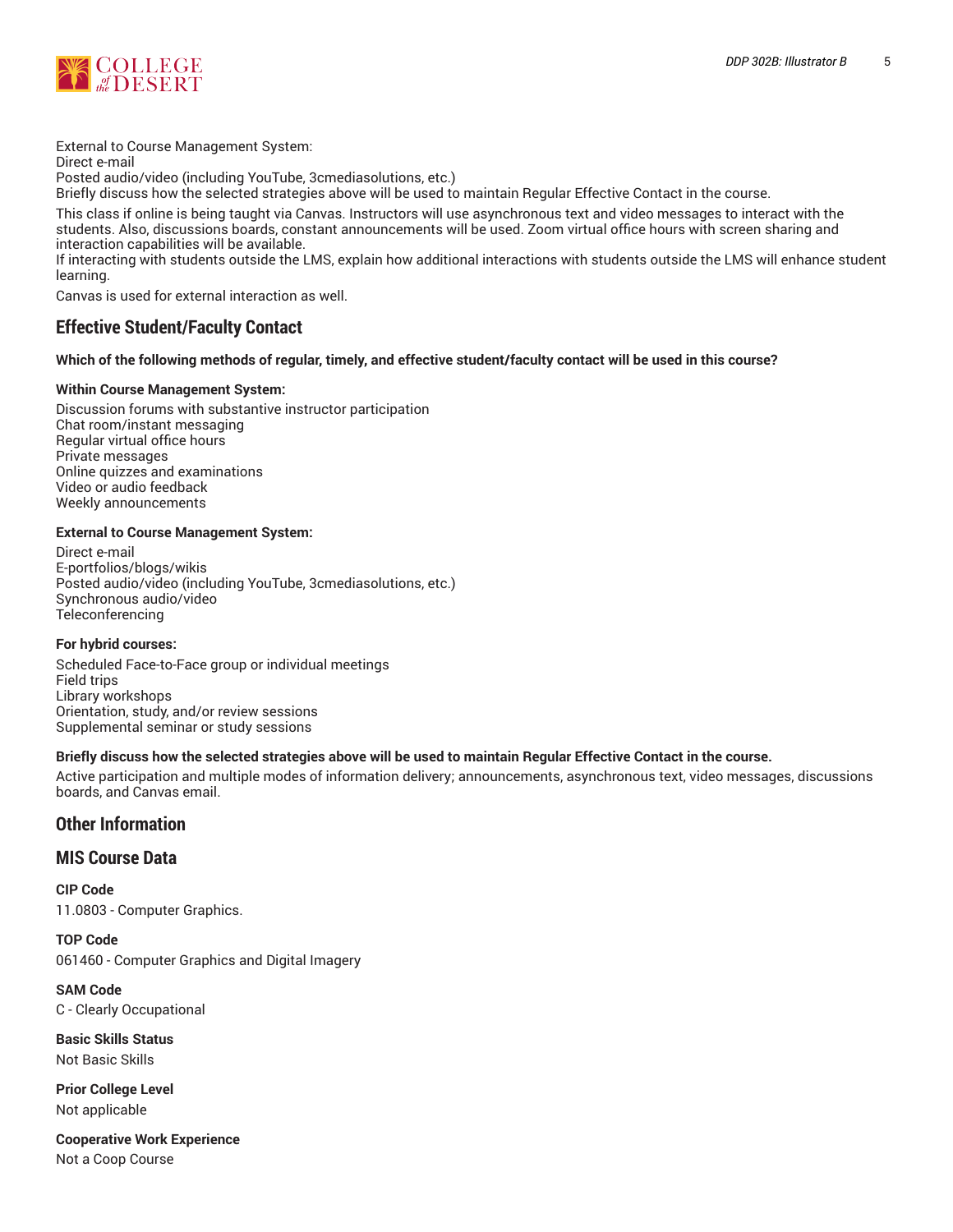External to Course Management System:
Direct e-mail
Posted audio/video (including YouTube, 3cmediasolutions, etc.)
Briefly discuss how the selected strategies above will be used to maintain Regular Effective Contact in the course.

This class if online is being taught via Canvas. Instructors will use asynchronous text and video messages to interact with the students. Also, discussions boards, constant announcements will be used. Zoom virtual office hours with screen sharing and interaction capabilities will be available.
If interacting with students outside the LMS, explain how additional interactions with students outside the LMS will enhance student learning.

Canvas is used for external interaction as well.

## Effective Student/Faculty Contact

**Which of the following methods of regular, timely, and effective student/faculty contact will be used in this course?**

**Within Course Management System:**

Discussion forums with substantive instructor participation
Chat room/instant messaging
Regular virtual office hours
Private messages
Online quizzes and examinations
Video or audio feedback
Weekly announcements

**External to Course Management System:**

Direct e-mail
E-portfolios/blogs/wikis
Posted audio/video (including YouTube, 3cmediasolutions, etc.)
Synchronous audio/video
Teleconferencing

**For hybrid courses:**

Scheduled Face-to-Face group or individual meetings
Field trips
Library workshops
Orientation, study, and/or review sessions
Supplemental seminar or study sessions

**Briefly discuss how the selected strategies above will be used to maintain Regular Effective Contact in the course.**

Active participation and multiple modes of information delivery; announcements, asynchronous text, video messages, discussions boards, and Canvas email.

## Other Information

## MIS Course Data

**CIP Code**

11.0803 - Computer Graphics.

**TOP Code**

061460 - Computer Graphics and Digital Imagery

**SAM Code**

C - Clearly Occupational

**Basic Skills Status**

Not Basic Skills

**Prior College Level**

Not applicable

**Cooperative Work Experience**

Not a Coop Course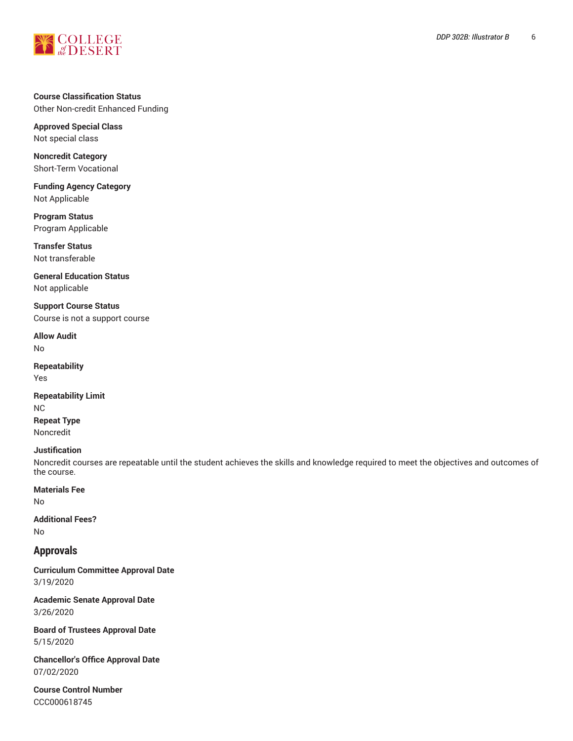**Course Classification Status**
Other Non-credit Enhanced Funding

**Approved Special Class**
Not special class

**Noncredit Category**
Short-Term Vocational

**Funding Agency Category**
Not Applicable

**Program Status**
Program Applicable

**Transfer Status**
Not transferable

**General Education Status**
Not applicable

**Support Course Status**
Course is not a support course

**Allow Audit**
No

**Repeatability**
Yes

**Repeatability Limit**
NC

**Repeat Type**
Noncredit

**Justification**
Noncredit courses are repeatable until the student achieves the skills and knowledge required to meet the objectives and outcomes of the course.

**Materials Fee**
No

**Additional Fees?**
No

## Approvals

**Curriculum Committee Approval Date**
3/19/2020

**Academic Senate Approval Date**
3/26/2020

**Board of Trustees Approval Date**
5/15/2020

**Chancellor's Office Approval Date**
07/02/2020

**Course Control Number**
CCC000618745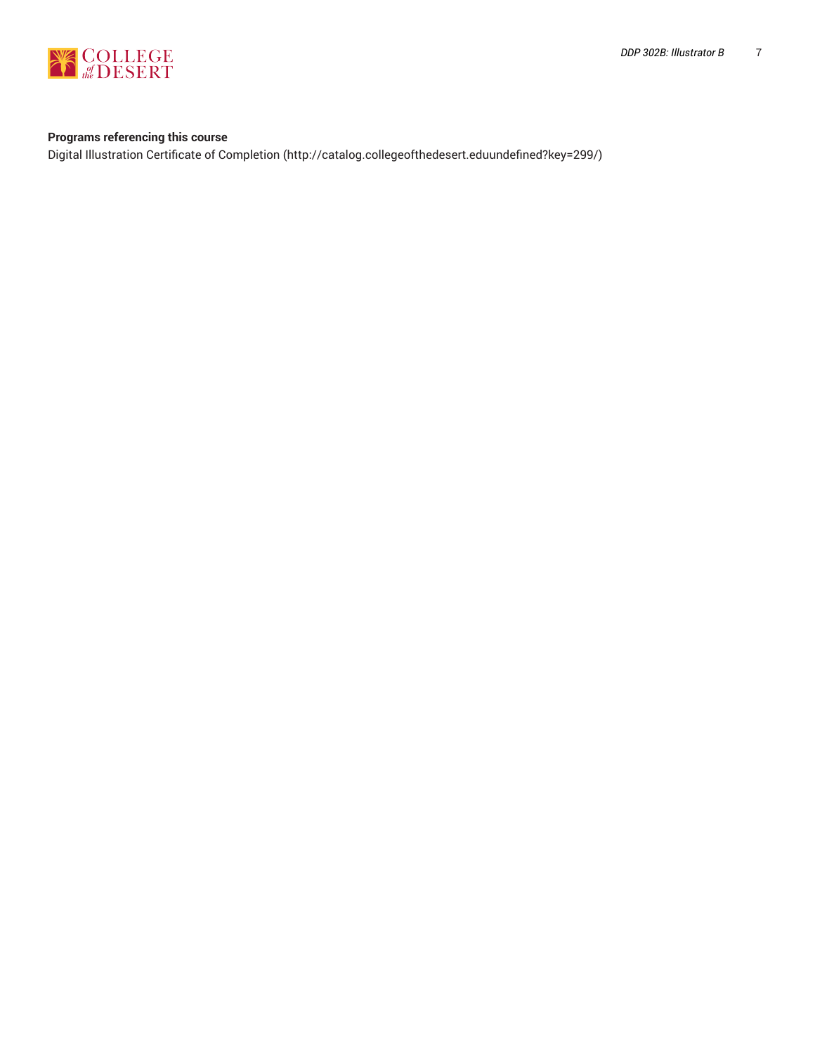**Programs referencing this course**

Digital Illustration Certificate of Completion (http://catalog.collegeofthedesert.eduundefined?key=299/)